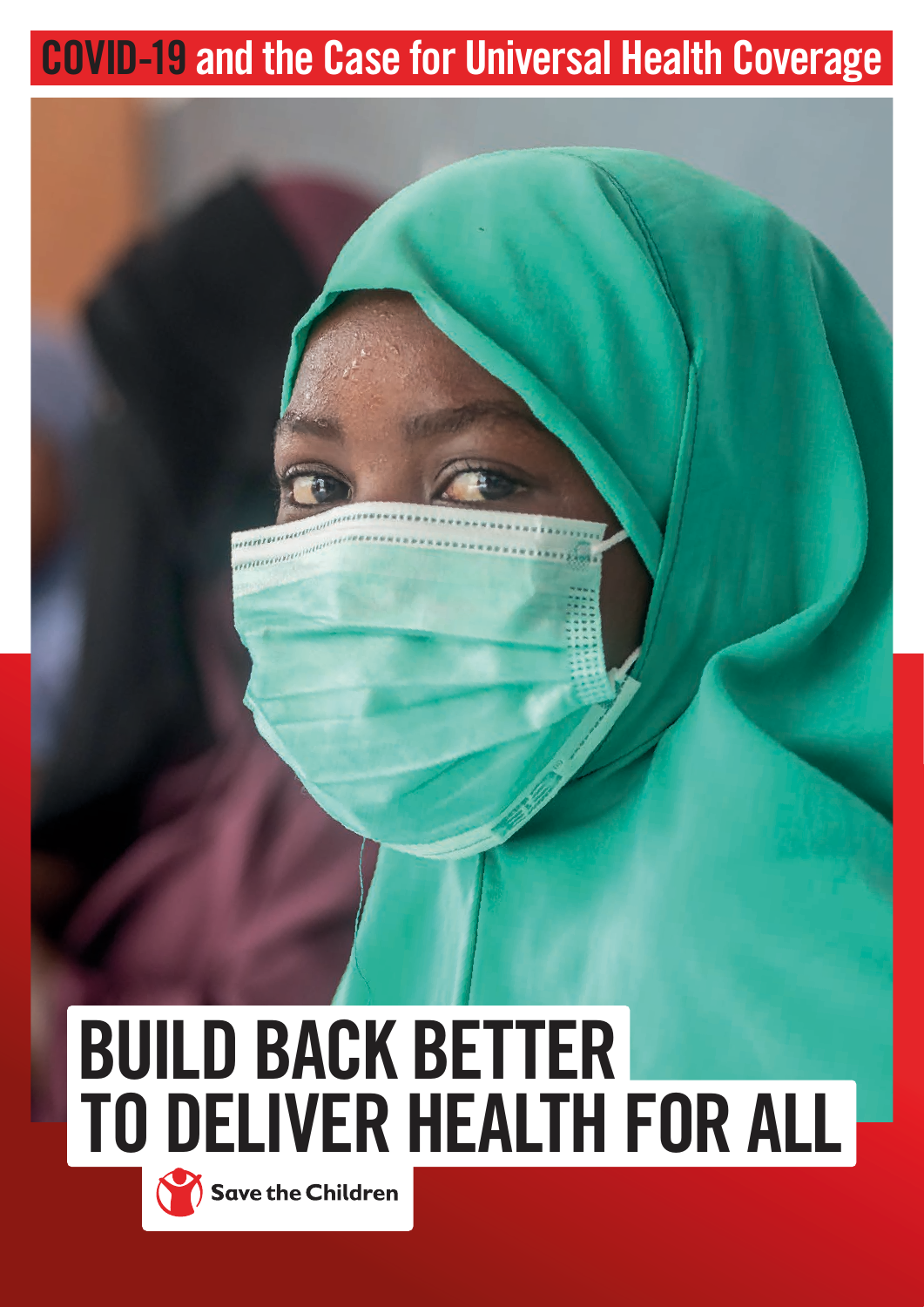# COVID-19 and the Case for Universal Health Coverage

# BUILD BACK BETTER TO DELIVER HEALTH FOR ALL

Save the Children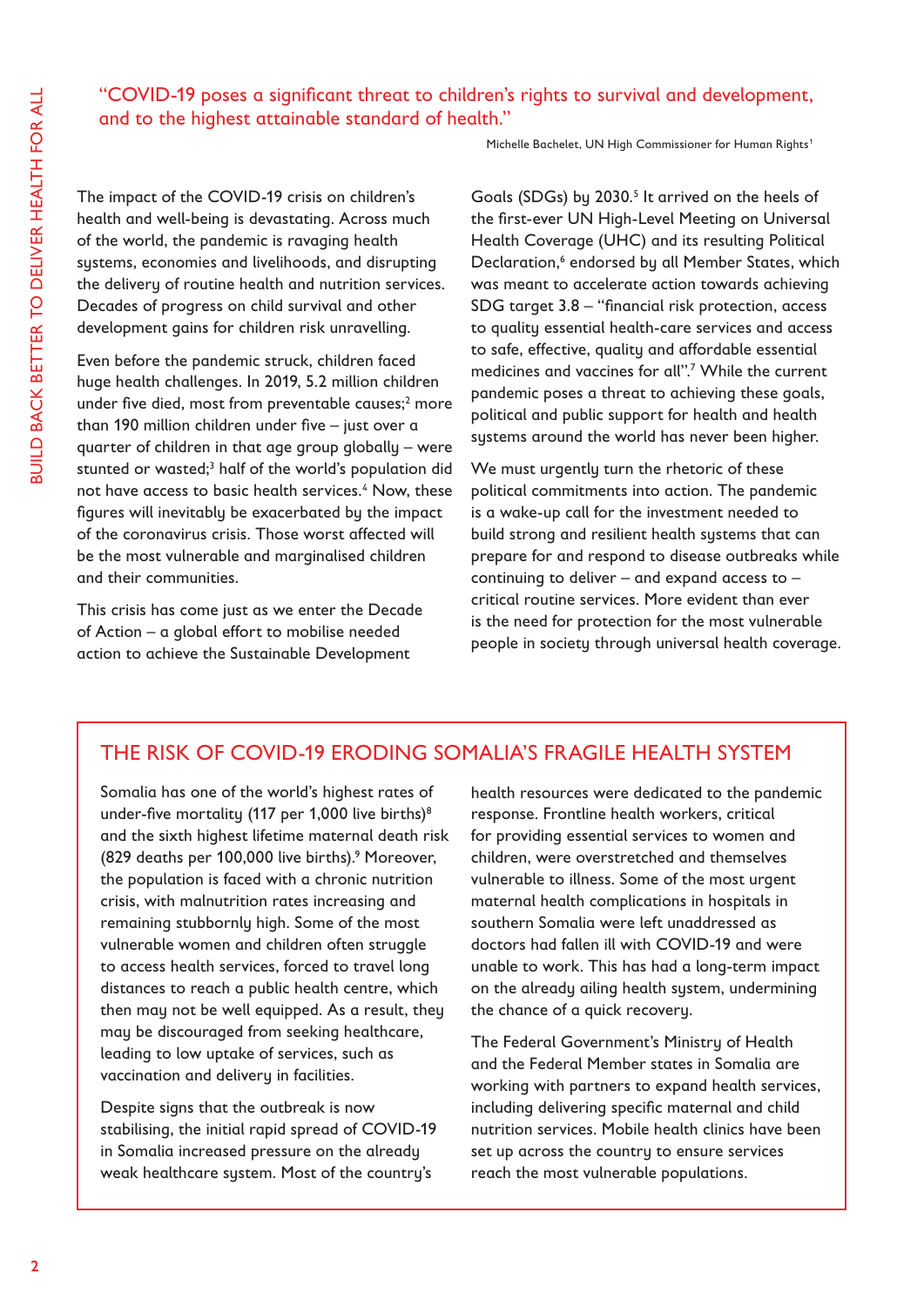"COVID-19 poses a significant threat to children's rights to survival and development, and to the highest attainable standard of health."

Michelle Bachelet, UN High Commissioner for Human Rights[1]

The impact of the COVID-19 crisis on children's health and well-being is devastating. Across much of the world, the pandemic is ravaging health systems, economies and livelihoods, and disrupting the delivery of routine health and nutrition services. Decades of progress on child survival and other development gains for children risk unravelling.

Even before the pandemic struck, children faced huge health challenges. In 2019, 5.2 million children under five died, most from preventable causes;[2] more than 190 million children under five – just over a quarter of children in that age group globally – were stunted or wasted;[3] half of the world's population did not have access to basic health services.[4] Now, these figures will inevitably be exacerbated by the impact of the coronavirus crisis. Those worst affected will be the most vulnerable and marginalised children and their communities.

This crisis has come just as we enter the Decade of Action – a global effort to mobilise needed action to achieve the Sustainable Development Goals (SDGs) by 2030.[5] It arrived on the heels of the first-ever UN High-Level Meeting on Universal Health Coverage (UHC) and its resulting Political Declaration,[6] endorsed by all Member States, which was meant to accelerate action towards achieving SDG target 3.8 – "financial risk protection, access to quality essential health-care services and access to safe, effective, quality and affordable essential medicines and vaccines for all".[7] While the current pandemic poses a threat to achieving these goals, political and public support for health and health systems around the world has never been higher.

We must urgently turn the rhetoric of these political commitments into action. The pandemic is a wake-up call for the investment needed to build strong and resilient health systems that can prepare for and respond to disease outbreaks while continuing to deliver – and expand access to – critical routine services. More evident than ever is the need for protection for the most vulnerable people in society through universal health coverage.

## THE RISK OF COVID-19 ERODING SOMALIA'S FRAGILE HEALTH SYSTEM

Somalia has one of the world's highest rates of under-five mortality (117 per 1,000 live births)[8] and the sixth highest lifetime maternal death risk (829 deaths per 100,000 live births).[9] Moreover, the population is faced with a chronic nutrition crisis, with malnutrition rates increasing and remaining stubbornly high. Some of the most vulnerable women and children often struggle to access health services, forced to travel long distances to reach a public health centre, which then may not be well equipped. As a result, they may be discouraged from seeking healthcare, leading to low uptake of services, such as vaccination and delivery in facilities.

Despite signs that the outbreak is now stabilising, the initial rapid spread of COVID-19 in Somalia increased pressure on the already weak healthcare system. Most of the country's health resources were dedicated to the pandemic response. Frontline health workers, critical for providing essential services to women and children, were overstretched and themselves vulnerable to illness. Some of the most urgent maternal health complications in hospitals in southern Somalia were left unaddressed as doctors had fallen ill with COVID-19 and were unable to work. This has had a long-term impact on the already ailing health system, undermining the chance of a quick recovery.

The Federal Government's Ministry of Health and the Federal Member states in Somalia are working with partners to expand health services, including delivering specific maternal and child nutrition services. Mobile health clinics have been set up across the country to ensure services reach the most vulnerable populations.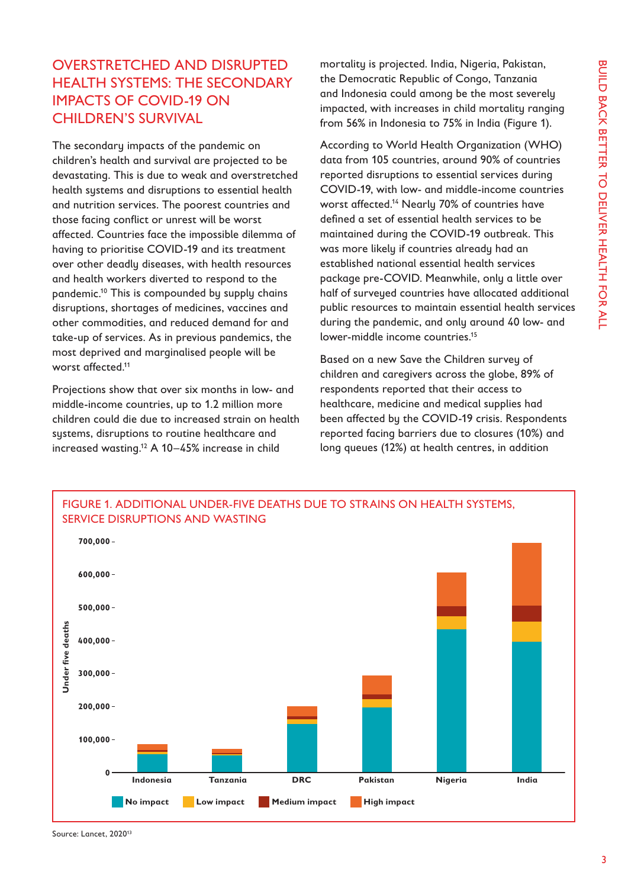## OVERSTRETCHED AND DISRUPTED HEALTH SYSTEMS: THE SECONDARY IMPACTS OF COVID-19 ON CHILDREN'S SURVIVAL

The secondary impacts of the pandemic on children's health and survival are projected to be devastating. This is due to weak and overstretched health systems and disruptions to essential health and nutrition services. The poorest countries and those facing conflict or unrest will be worst affected. Countries face the impossible dilemma of having to prioritise COVID-19 and its treatment over other deadly diseases, with health resources and health workers diverted to respond to the pandemic.[10] This is compounded by supply chains disruptions, shortages of medicines, vaccines and other commodities, and reduced demand for and take-up of services. As in previous pandemics, the most deprived and marginalised people will be worst affected.[11]

Projections show that over six months in low- and middle-income countries, up to 1.2 million more children could die due to increased strain on health systems, disruptions to routine healthcare and increased wasting.[12] A 10–45% increase in child mortality is projected. India, Nigeria, Pakistan, the Democratic Republic of Congo, Tanzania and Indonesia could among be the most severely impacted, with increases in child mortality ranging from 56% in Indonesia to 75% in India (Figure 1).

According to World Health Organization (WHO) data from 105 countries, around 90% of countries reported disruptions to essential services during COVID-19, with low- and middle-income countries worst affected.[14] Nearly 70% of countries have defined a set of essential health services to be maintained during the COVID-19 outbreak. This was more likely if countries already had an established national essential health services package pre-COVID. Meanwhile, only a little over half of surveyed countries have allocated additional public resources to maintain essential health services during the pandemic, and only around 40 low- and lower-middle income countries.[15]

Based on a new Save the Children survey of children and caregivers across the globe, 89% of respondents reported that their access to healthcare, medicine and medical supplies had been affected by the COVID-19 crisis. Respondents reported facing barriers due to closures (10%) and long queues (12%) at health centres, in addition

FIGURE 1. ADDITIONAL UNDER-FIVE DEATHS DUE TO STRAINS ON HEALTH SYSTEMS, SERVICE DISRUPTIONS AND WASTING

Source: Lancet, 2020[13]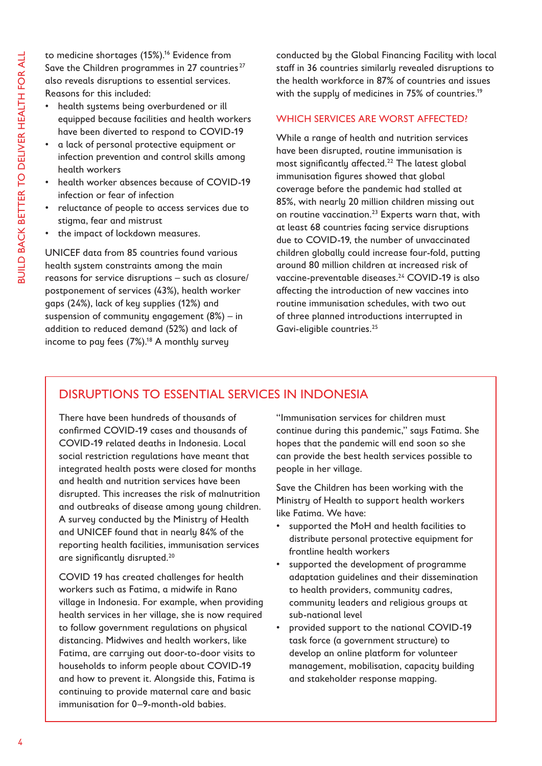to medicine shortages (15%).[16] Evidence from Save the Children programmes in 27 countries[27] also reveals disruptions to essential services. Reasons for this included:

- health systems being overburdened or ill equipped because facilities and health workers have been diverted to respond to COVID-19
- a lack of personal protective equipment or infection prevention and control skills among health workers
- health worker absences because of COVID-19 infection or fear of infection
- reluctance of people to access services due to stigma, fear and mistrust
- the impact of lockdown measures.

UNICEF data from 85 countries found various health system constraints among the main reasons for service disruptions – such as closure/postponement of services (43%), health worker gaps (24%), lack of key supplies (12%) and suspension of community engagement (8%) – in addition to reduced demand (52%) and lack of income to pay fees (7%).[18] A monthly survey conducted by the Global Financing Facility with local staff in 36 countries similarly revealed disruptions to the health workforce in 87% of countries and issues with the supply of medicines in 75% of countries.[19]

## WHICH SERVICES ARE WORST AFFECTED?

While a range of health and nutrition services have been disrupted, routine immunisation is most significantly affected.[22] The latest global immunisation figures showed that global coverage before the pandemic had stalled at 85%, with nearly 20 million children missing out on routine vaccination.[23] Experts warn that, with at least 68 countries facing service disruptions due to COVID-19, the number of unvaccinated children globally could increase four-fold, putting around 80 million children at increased risk of vaccine-preventable diseases.[24] COVID-19 is also affecting the introduction of new vaccines into routine immunisation schedules, with two out of three planned introductions interrupted in Gavi-eligible countries.[25]

## DISRUPTIONS TO ESSENTIAL SERVICES IN INDONESIA

There have been hundreds of thousands of confirmed COVID-19 cases and thousands of COVID-19 related deaths in Indonesia. Local social restriction regulations have meant that integrated health posts were closed for months and health and nutrition services have been disrupted. This increases the risk of malnutrition and outbreaks of disease among young children. A survey conducted by the Ministry of Health and UNICEF found that in nearly 84% of the reporting health facilities, immunisation services are significantly disrupted.[20]

COVID 19 has created challenges for health workers such as Fatima, a midwife in Rano village in Indonesia. For example, when providing health services in her village, she is now required to follow government regulations on physical distancing. Midwives and health workers, like Fatima, are carrying out door-to-door visits to households to inform people about COVID-19 and how to prevent it. Alongside this, Fatima is continuing to provide maternal care and basic immunisation for 0–9-month-old babies.

"Immunisation services for children must continue during this pandemic," says Fatima. She hopes that the pandemic will end soon so she can provide the best health services possible to people in her village.

Save the Children has been working with the Ministry of Health to support health workers like Fatima. We have:

- supported the MoH and health facilities to distribute personal protective equipment for frontline health workers
- supported the development of programme adaptation guidelines and their dissemination to health providers, community cadres, community leaders and religious groups at sub-national level
- provided support to the national COVID-19 task force (a government structure) to develop an online platform for volunteer management, mobilisation, capacity building and stakeholder response mapping.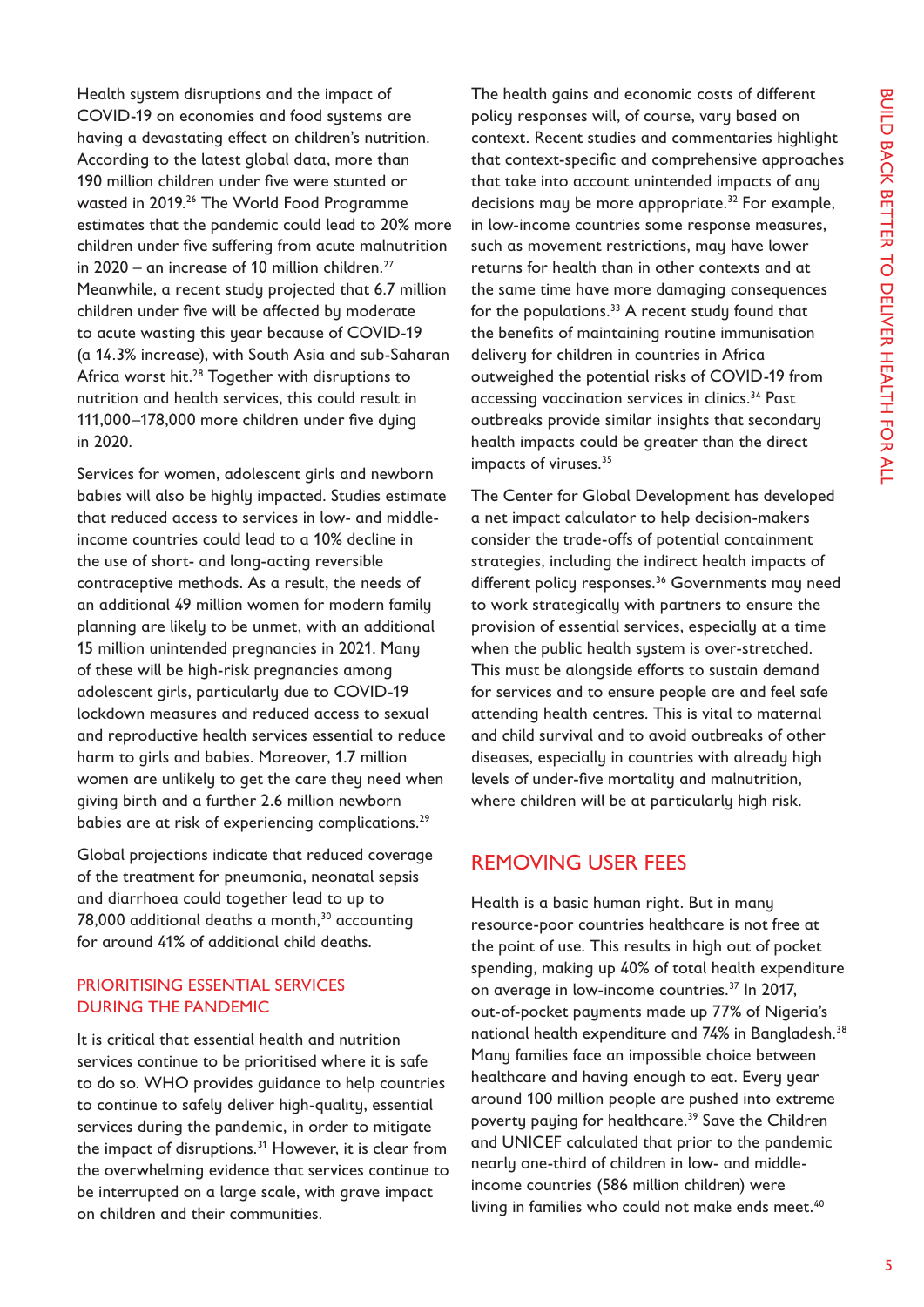Health system disruptions and the impact of COVID-19 on economies and food systems are having a devastating effect on children's nutrition. According to the latest global data, more than 190 million children under five were stunted or wasted in 2019.[26] The World Food Programme estimates that the pandemic could lead to 20% more children under five suffering from acute malnutrition in 2020 – an increase of 10 million children.[27] Meanwhile, a recent study projected that 6.7 million children under five will be affected by moderate to acute wasting this year because of COVID-19 (a 14.3% increase), with South Asia and sub-Saharan Africa worst hit.[28] Together with disruptions to nutrition and health services, this could result in 111,000–178,000 more children under five dying in 2020.

Services for women, adolescent girls and newborn babies will also be highly impacted. Studies estimate that reduced access to services in low- and middle-income countries could lead to a 10% decline in the use of short- and long-acting reversible contraceptive methods. As a result, the needs of an additional 49 million women for modern family planning are likely to be unmet, with an additional 15 million unintended pregnancies in 2021. Many of these will be high-risk pregnancies among adolescent girls, particularly due to COVID-19 lockdown measures and reduced access to sexual and reproductive health services essential to reduce harm to girls and babies. Moreover, 1.7 million women are unlikely to get the care they need when giving birth and a further 2.6 million newborn babies are at risk of experiencing complications.[29]

Global projections indicate that reduced coverage of the treatment for pneumonia, neonatal sepsis and diarrhoea could together lead to up to 78,000 additional deaths a month,[30] accounting for around 41% of additional child deaths.

### PRIORITISING ESSENTIAL SERVICES DURING THE PANDEMIC

It is critical that essential health and nutrition services continue to be prioritised where it is safe to do so. WHO provides guidance to help countries to continue to safely deliver high-quality, essential services during the pandemic, in order to mitigate the impact of disruptions.[31] However, it is clear from the overwhelming evidence that services continue to be interrupted on a large scale, with grave impact on children and their communities.

The health gains and economic costs of different policy responses will, of course, vary based on context. Recent studies and commentaries highlight that context-specific and comprehensive approaches that take into account unintended impacts of any decisions may be more appropriate.[32] For example, in low-income countries some response measures, such as movement restrictions, may have lower returns for health than in other contexts and at the same time have more damaging consequences for the populations.[33] A recent study found that the benefits of maintaining routine immunisation delivery for children in countries in Africa outweighed the potential risks of COVID-19 from accessing vaccination services in clinics.[34] Past outbreaks provide similar insights that secondary health impacts could be greater than the direct impacts of viruses.[35]

The Center for Global Development has developed a net impact calculator to help decision-makers consider the trade-offs of potential containment strategies, including the indirect health impacts of different policy responses.[36] Governments may need to work strategically with partners to ensure the provision of essential services, especially at a time when the public health system is over-stretched. This must be alongside efforts to sustain demand for services and to ensure people are and feel safe attending health centres. This is vital to maternal and child survival and to avoid outbreaks of other diseases, especially in countries with already high levels of under-five mortality and malnutrition, where children will be at particularly high risk.

## REMOVING USER FEES

Health is a basic human right. But in many resource-poor countries healthcare is not free at the point of use. This results in high out of pocket spending, making up 40% of total health expenditure on average in low-income countries.[37] In 2017, out-of-pocket payments made up 77% of Nigeria's national health expenditure and 74% in Bangladesh.[38] Many families face an impossible choice between healthcare and having enough to eat. Every year around 100 million people are pushed into extreme poverty paying for healthcare.[39] Save the Children and UNICEF calculated that prior to the pandemic nearly one-third of children in low- and middle-income countries (586 million children) were living in families who could not make ends meet.[40]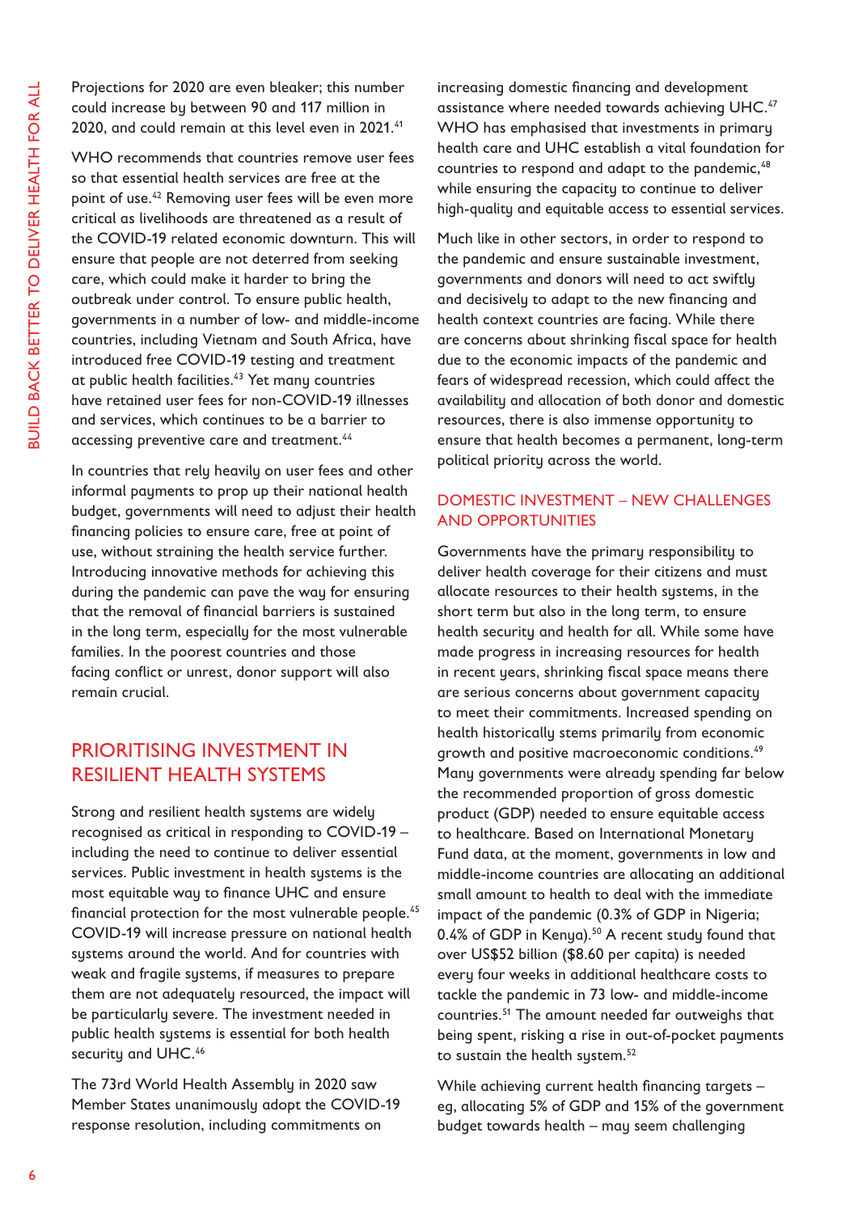Projections for 2020 are even bleaker; this number could increase by between 90 and 117 million in 2020, and could remain at this level even in 2021.[41]

WHO recommends that countries remove user fees so that essential health services are free at the point of use.[42] Removing user fees will be even more critical as livelihoods are threatened as a result of the COVID-19 related economic downturn. This will ensure that people are not deterred from seeking care, which could make it harder to bring the outbreak under control. To ensure public health, governments in a number of low- and middle-income countries, including Vietnam and South Africa, have introduced free COVID-19 testing and treatment at public health facilities.[43] Yet many countries have retained user fees for non-COVID-19 illnesses and services, which continues to be a barrier to accessing preventive care and treatment.[44]

In countries that rely heavily on user fees and other informal payments to prop up their national health budget, governments will need to adjust their health financing policies to ensure care, free at point of use, without straining the health service further. Introducing innovative methods for achieving this during the pandemic can pave the way for ensuring that the removal of financial barriers is sustained in the long term, especially for the most vulnerable families. In the poorest countries and those facing conflict or unrest, donor support will also remain crucial.

## PRIORITISING INVESTMENT IN RESILIENT HEALTH SYSTEMS

Strong and resilient health systems are widely recognised as critical in responding to COVID-19 – including the need to continue to deliver essential services. Public investment in health systems is the most equitable way to finance UHC and ensure financial protection for the most vulnerable people.[45] COVID-19 will increase pressure on national health systems around the world. And for countries with weak and fragile systems, if measures to prepare them are not adequately resourced, the impact will be particularly severe. The investment needed in public health systems is essential for both health security and UHC.[46]

The 73rd World Health Assembly in 2020 saw Member States unanimously adopt the COVID-19 response resolution, including commitments on increasing domestic financing and development assistance where needed towards achieving UHC.[47] WHO has emphasised that investments in primary health care and UHC establish a vital foundation for countries to respond and adapt to the pandemic,[48] while ensuring the capacity to continue to deliver high-quality and equitable access to essential services.

Much like in other sectors, in order to respond to the pandemic and ensure sustainable investment, governments and donors will need to act swiftly and decisively to adapt to the new financing and health context countries are facing. While there are concerns about shrinking fiscal space for health due to the economic impacts of the pandemic and fears of widespread recession, which could affect the availability and allocation of both donor and domestic resources, there is also immense opportunity to ensure that health becomes a permanent, long-term political priority across the world.

### DOMESTIC INVESTMENT – NEW CHALLENGES AND OPPORTUNITIES

Governments have the primary responsibility to deliver health coverage for their citizens and must allocate resources to their health systems, in the short term but also in the long term, to ensure health security and health for all. While some have made progress in increasing resources for health in recent years, shrinking fiscal space means there are serious concerns about government capacity to meet their commitments. Increased spending on health historically stems primarily from economic growth and positive macroeconomic conditions.[49] Many governments were already spending far below the recommended proportion of gross domestic product (GDP) needed to ensure equitable access to healthcare. Based on International Monetary Fund data, at the moment, governments in low and middle-income countries are allocating an additional small amount to health to deal with the immediate impact of the pandemic (0.3% of GDP in Nigeria; 0.4% of GDP in Kenya).[50] A recent study found that over US$52 billion ($8.60 per capita) is needed every four weeks in additional healthcare costs to tackle the pandemic in 73 low- and middle-income countries.[51] The amount needed far outweighs that being spent, risking a rise in out-of-pocket payments to sustain the health system.[52]

While achieving current health financing targets – eg, allocating 5% of GDP and 15% of the government budget towards health – may seem challenging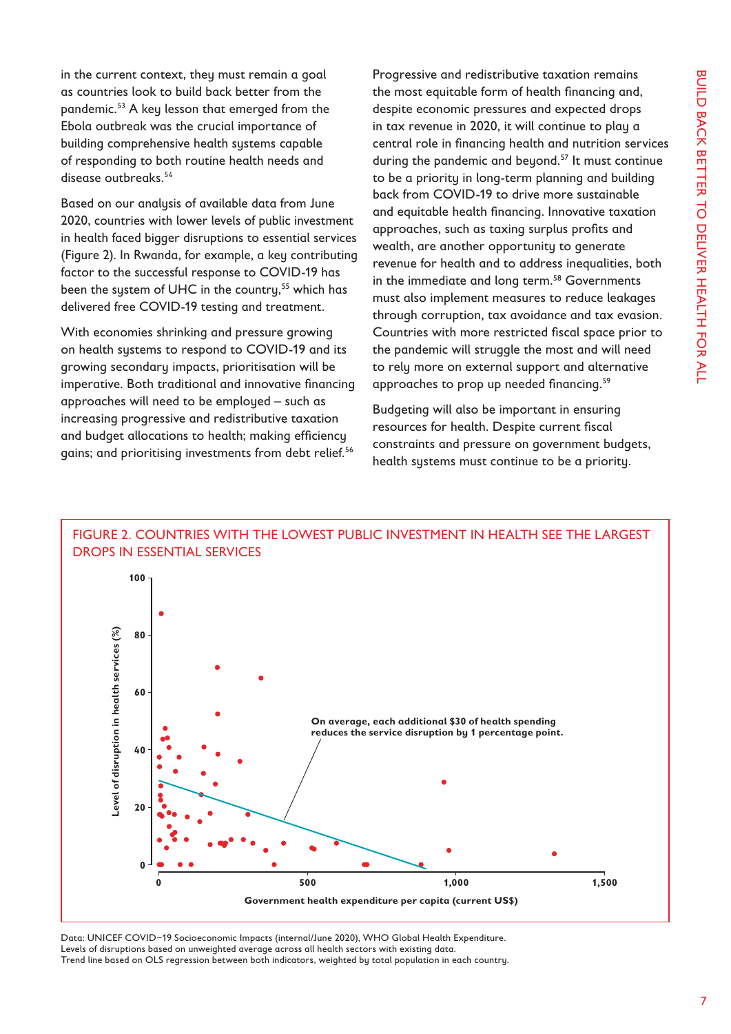in the current context, they must remain a goal as countries look to build back better from the pandemic.[53] A key lesson that emerged from the Ebola outbreak was the crucial importance of building comprehensive health systems capable of responding to both routine health needs and disease outbreaks.[54]

Based on our analysis of available data from June 2020, countries with lower levels of public investment in health faced bigger disruptions to essential services (Figure 2). In Rwanda, for example, a key contributing factor to the successful response to COVID-19 has been the system of UHC in the country,[55] which has delivered free COVID-19 testing and treatment.

With economies shrinking and pressure growing on health systems to respond to COVID-19 and its growing secondary impacts, prioritisation will be imperative. Both traditional and innovative financing approaches will need to be employed – such as increasing progressive and redistributive taxation and budget allocations to health; making efficiency gains; and prioritising investments from debt relief.[56]

Progressive and redistributive taxation remains the most equitable form of health financing and, despite economic pressures and expected drops in tax revenue in 2020, it will continue to play a central role in financing health and nutrition services during the pandemic and beyond.[57] It must continue to be a priority in long-term planning and building back from COVID-19 to drive more sustainable and equitable health financing. Innovative taxation approaches, such as taxing surplus profits and wealth, are another opportunity to generate revenue for health and to address inequalities, both in the immediate and long term.[58] Governments must also implement measures to reduce leakages through corruption, tax avoidance and tax evasion. Countries with more restricted fiscal space prior to the pandemic will struggle the most and will need to rely more on external support and alternative approaches to prop up needed financing.[59]

Budgeting will also be important in ensuring resources for health. Despite current fiscal constraints and pressure on government budgets, health systems must continue to be a priority.

FIGURE 2. COUNTRIES WITH THE LOWEST PUBLIC INVESTMENT IN HEALTH SEE THE LARGEST DROPS IN ESSENTIAL SERVICES

Data: UNICEF COVID–19 Socioeconomic Impacts (internal/June 2020), WHO Global Health Expenditure.
Levels of disruptions based on unweighted average across all health sectors with existing data.
Trend line based on OLS regression between both indicators, weighted by total population in each country.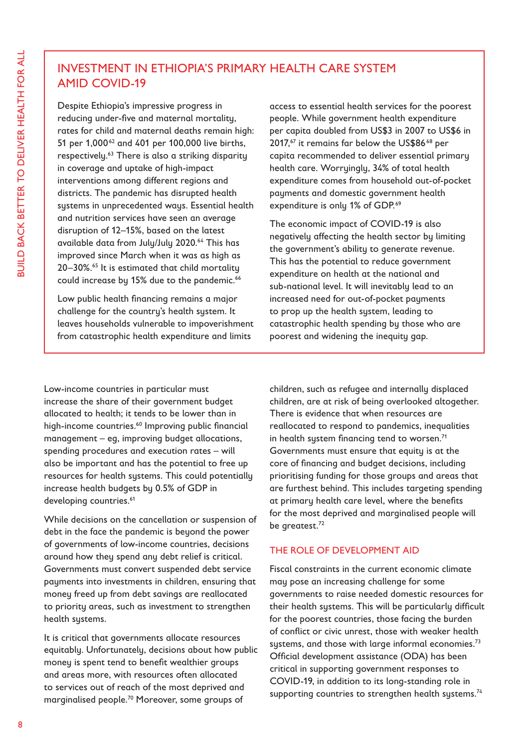## INVESTMENT IN ETHIOPIA'S PRIMARY HEALTH CARE SYSTEM AMID COVID-19

Despite Ethiopia's impressive progress in reducing under-five and maternal mortality, rates for child and maternal deaths remain high: 51 per 1,000[62] and 401 per 100,000 live births, respectively.[63] There is also a striking disparity in coverage and uptake of high-impact interventions among different regions and districts. The pandemic has disrupted health systems in unprecedented ways. Essential health and nutrition services have seen an average disruption of 12–15%, based on the latest available data from July/July 2020.[64] This has improved since March when it was as high as 20–30%.[65] It is estimated that child mortality could increase by 15% due to the pandemic.[66]

Low public health financing remains a major challenge for the country's health system. It leaves households vulnerable to impoverishment from catastrophic health expenditure and limits access to essential health services for the poorest people. While government health expenditure per capita doubled from US$3 in 2007 to US$6 in 2017,[67] it remains far below the US$86[68] per capita recommended to deliver essential primary health care. Worryingly, 34% of total health expenditure comes from household out-of-pocket payments and domestic government health expenditure is only 1% of GDP.[69]

The economic impact of COVID-19 is also negatively affecting the health sector by limiting the government's ability to generate revenue. This has the potential to reduce government expenditure on health at the national and sub-national level. It will inevitably lead to an increased need for out-of-pocket payments to prop up the health system, leading to catastrophic health spending by those who are poorest and widening the inequity gap.

Low-income countries in particular must increase the share of their government budget allocated to health; it tends to be lower than in high-income countries.[60] Improving public financial management – eg, improving budget allocations, spending procedures and execution rates – will also be important and has the potential to free up resources for health systems. This could potentially increase health budgets by 0.5% of GDP in developing countries.[61]

While decisions on the cancellation or suspension of debt in the face the pandemic is beyond the power of governments of low-income countries, decisions around how they spend any debt relief is critical. Governments must convert suspended debt service payments into investments in children, ensuring that money freed up from debt savings are reallocated to priority areas, such as investment to strengthen health systems.

It is critical that governments allocate resources equitably. Unfortunately, decisions about how public money is spent tend to benefit wealthier groups and areas more, with resources often allocated to services out of reach of the most deprived and marginalised people.[70] Moreover, some groups of children, such as refugee and internally displaced children, are at risk of being overlooked altogether. There is evidence that when resources are reallocated to respond to pandemics, inequalities in health system financing tend to worsen.[71] Governments must ensure that equity is at the core of financing and budget decisions, including prioritising funding for those groups and areas that are furthest behind. This includes targeting spending at primary health care level, where the benefits for the most deprived and marginalised people will be greatest.[72]

### THE ROLE OF DEVELOPMENT AID

Fiscal constraints in the current economic climate may pose an increasing challenge for some governments to raise needed domestic resources for their health systems. This will be particularly difficult for the poorest countries, those facing the burden of conflict or civic unrest, those with weaker health systems, and those with large informal economies.[73] Official development assistance (ODA) has been critical in supporting government responses to COVID-19, in addition to its long-standing role in supporting countries to strengthen health systems.[74]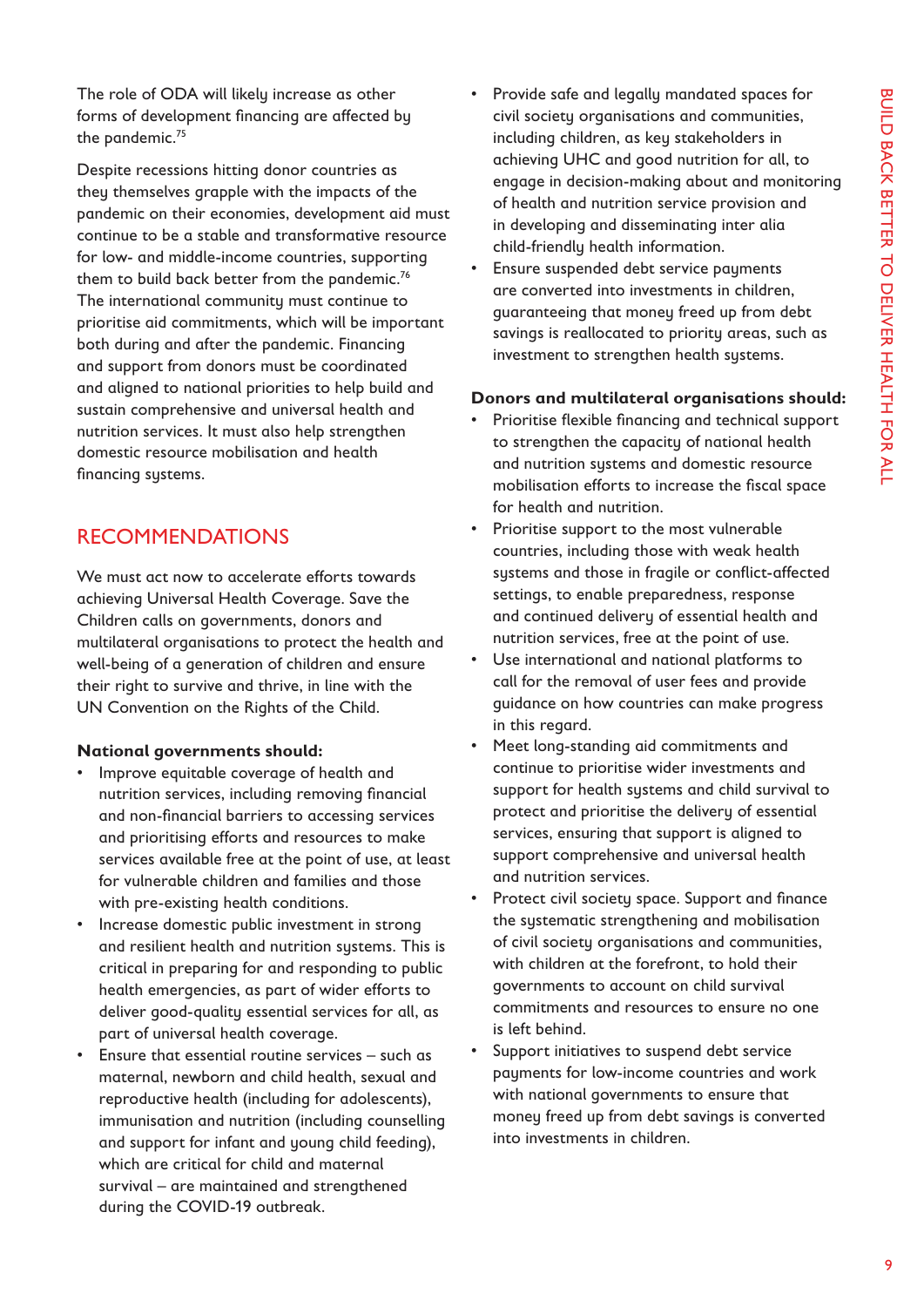The role of ODA will likely increase as other forms of development financing are affected by the pandemic.[75]

Despite recessions hitting donor countries as they themselves grapple with the impacts of the pandemic on their economies, development aid must continue to be a stable and transformative resource for low- and middle-income countries, supporting them to build back better from the pandemic.[76] The international community must continue to prioritise aid commitments, which will be important both during and after the pandemic. Financing and support from donors must be coordinated and aligned to national priorities to help build and sustain comprehensive and universal health and nutrition services. It must also help strengthen domestic resource mobilisation and health financing systems.

## RECOMMENDATIONS

We must act now to accelerate efforts towards achieving Universal Health Coverage. Save the Children calls on governments, donors and multilateral organisations to protect the health and well-being of a generation of children and ensure their right to survive and thrive, in line with the UN Convention on the Rights of the Child.

**National governments should:**

- Improve equitable coverage of health and nutrition services, including removing financial and non-financial barriers to accessing services and prioritising efforts and resources to make services available free at the point of use, at least for vulnerable children and families and those with pre-existing health conditions.
- Increase domestic public investment in strong and resilient health and nutrition systems. This is critical in preparing for and responding to public health emergencies, as part of wider efforts to deliver good-quality essential services for all, as part of universal health coverage.
- Ensure that essential routine services – such as maternal, newborn and child health, sexual and reproductive health (including for adolescents), immunisation and nutrition (including counselling and support for infant and young child feeding), which are critical for child and maternal survival – are maintained and strengthened during the COVID-19 outbreak.
- Provide safe and legally mandated spaces for civil society organisations and communities, including children, as key stakeholders in achieving UHC and good nutrition for all, to engage in decision-making about and monitoring of health and nutrition service provision and in developing and disseminating inter alia child-friendly health information.
- Ensure suspended debt service payments are converted into investments in children, guaranteeing that money freed up from debt savings is reallocated to priority areas, such as investment to strengthen health systems.

**Donors and multilateral organisations should:**

- Prioritise flexible financing and technical support to strengthen the capacity of national health and nutrition systems and domestic resource mobilisation efforts to increase the fiscal space for health and nutrition.
- Prioritise support to the most vulnerable countries, including those with weak health systems and those in fragile or conflict-affected settings, to enable preparedness, response and continued delivery of essential health and nutrition services, free at the point of use.
- Use international and national platforms to call for the removal of user fees and provide guidance on how countries can make progress in this regard.
- Meet long-standing aid commitments and continue to prioritise wider investments and support for health systems and child survival to protect and prioritise the delivery of essential services, ensuring that support is aligned to support comprehensive and universal health and nutrition services.
- Protect civil society space. Support and finance the systematic strengthening and mobilisation of civil society organisations and communities, with children at the forefront, to hold their governments to account on child survival commitments and resources to ensure no one is left behind.
- Support initiatives to suspend debt service payments for low-income countries and work with national governments to ensure that money freed up from debt savings is converted into investments in children.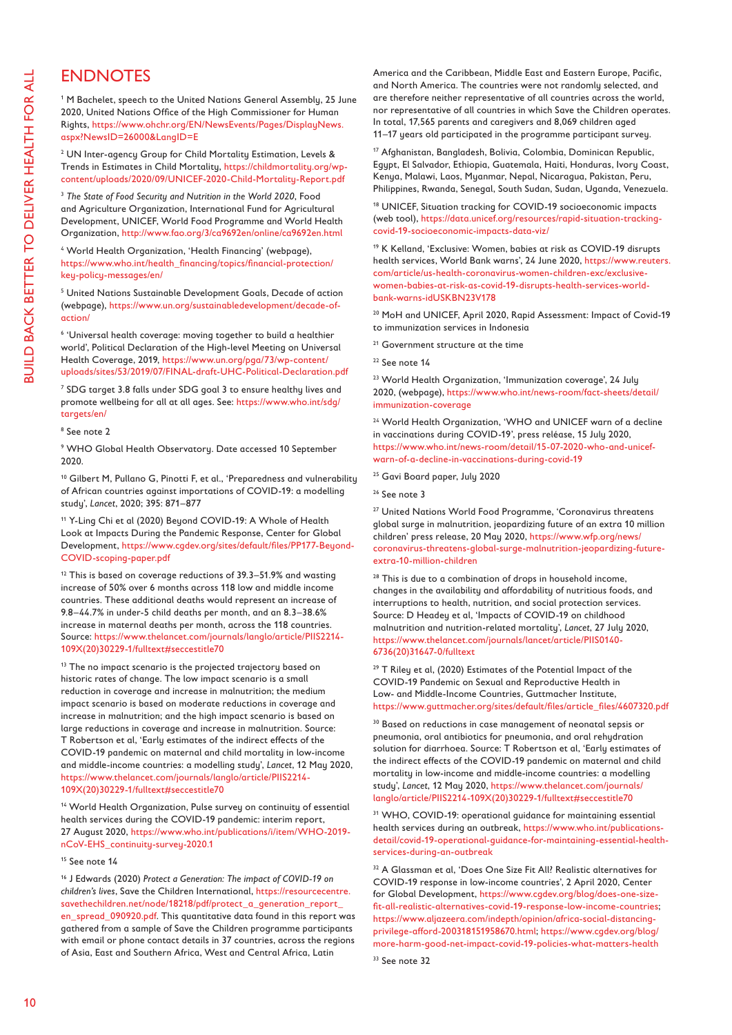# ENDNOTES

[1] M Bachelet, speech to the United Nations General Assembly, 25 June 2020, United Nations Office of the High Commissioner for Human Rights, https://www.ohchr.org/EN/NewsEvents/Pages/DisplayNews.aspx?NewsID=26000&LangID=E

[2] UN Inter-agency Group for Child Mortality Estimation, Levels & Trends in Estimates in Child Mortality, https://childmortality.org/wp-content/uploads/2020/09/UNICEF-2020-Child-Mortality-Report.pdf

[3] *The State of Food Security and Nutrition in the World 2020*, Food and Agriculture Organization, International Fund for Agricultural Development, UNICEF, World Food Programme and World Health Organization, http://www.fao.org/3/ca9692en/online/ca9692en.html

[4] World Health Organization, 'Health Financing' (webpage), https://www.who.int/health_financing/topics/financial-protection/key-policy-messages/en/

[5] United Nations Sustainable Development Goals, Decade of action (webpage), https://www.un.org/sustainabledevelopment/decade-of-action/

[6] 'Universal health coverage: moving together to build a healthier world', Political Declaration of the High-level Meeting on Universal Health Coverage, 2019, https://www.un.org/pga/73/wp-content/uploads/sites/53/2019/07/FINAL-draft-UHC-Political-Declaration.pdf

[7] SDG target 3.8 falls under SDG goal 3 to ensure healthy lives and promote wellbeing for all at all ages. See: https://www.who.int/sdg/targets/en/

[8] See note 2

[9] WHO Global Health Observatory. Date accessed 10 September 2020.

[10] Gilbert M, Pullano G, Pinotti F, et al., 'Preparedness and vulnerability of African countries against importations of COVID-19: a modelling study', *Lancet*, 2020; 395: 871–877

[11] Y-Ling Chi et al (2020) Beyond COVID-19: A Whole of Health Look at Impacts During the Pandemic Response, Center for Global Development, https://www.cgdev.org/sites/default/files/PP177-Beyond-COVID-scoping-paper.pdf

[12] This is based on coverage reductions of 39.3–51.9% and wasting increase of 50% over 6 months across 118 low and middle income countries. These additional deaths would represent an increase of 9.8–44.7% in under-5 child deaths per month, and an 8.3–38.6% increase in maternal deaths per month, across the 118 countries. Source: https://www.thelancet.com/journals/langlo/article/PIIS2214-109X(20)30229-1/fulltext#seccestitle70

[13] The no impact scenario is the projected trajectory based on historic rates of change. The low impact scenario is a small reduction in coverage and increase in malnutrition; the medium impact scenario is based on moderate reductions in coverage and increase in malnutrition; and the high impact scenario is based on large reductions in coverage and increase in malnutrition. Source: T Robertson et al, 'Early estimates of the indirect effects of the COVID-19 pandemic on maternal and child mortality in low-income and middle-income countries: a modelling study', *Lancet*, 12 May 2020, https://www.thelancet.com/journals/langlo/article/PIIS2214-109X(20)30229-1/fulltext#seccestitle70

[14] World Health Organization, Pulse survey on continuity of essential health services during the COVID-19 pandemic: interim report, 27 August 2020, https://www.who.int/publications/i/item/WHO-2019-nCoV-EHS_continuity-survey-2020.1

[15] See note 14

[16] J Edwards (2020) *Protect a Generation: The impact of COVID-19 on children's lives*, Save the Children International, https://resourcecentre.savethechildren.net/node/18218/pdf/protect_a_generation_report_en_spread_090920.pdf. This quantitative data found in this report was gathered from a sample of Save the Children programme participants with email or phone contact details in 37 countries, across the regions of Asia, East and Southern Africa, West and Central Africa, Latin America and the Caribbean, Middle East and Eastern Europe, Pacific, and North America. The countries were not randomly selected, and are therefore neither representative of all countries across the world, nor representative of all countries in which Save the Children operates. In total, 17,565 parents and caregivers and 8,069 children aged 11–17 years old participated in the programme participant survey.

[17] Afghanistan, Bangladesh, Bolivia, Colombia, Dominican Republic, Egypt, El Salvador, Ethiopia, Guatemala, Haiti, Honduras, Ivory Coast, Kenya, Malawi, Laos, Myanmar, Nepal, Nicaragua, Pakistan, Peru, Philippines, Rwanda, Senegal, South Sudan, Sudan, Uganda, Venezuela.

[18] UNICEF, Situation tracking for COVID-19 socioeconomic impacts (web tool), https://data.unicef.org/resources/rapid-situation-tracking-covid-19-socioeconomic-impacts-data-viz/

[19] K Kelland, 'Exclusive: Women, babies at risk as COVID-19 disrupts health services, World Bank warns', 24 June 2020, https://www.reuters.com/article/us-health-coronavirus-women-children-exc/exclusive-women-babies-at-risk-as-covid-19-disrupts-health-services-world-bank-warns-idUSKBN23V178

[20] MoH and UNICEF, April 2020, Rapid Assessment: Impact of Covid-19 to immunization services in Indonesia

[21] Government structure at the time

[22] See note 14

[23] World Health Organization, 'Immunization coverage', 24 July 2020, (webpage), https://www.who.int/news-room/fact-sheets/detail/immunization-coverage

[24] World Health Organization, 'WHO and UNICEF warn of a decline in vaccinations during COVID-19', press release, 15 July 2020, https://www.who.int/news-room/detail/15-07-2020-who-and-unicef-warn-of-a-decline-in-vaccinations-during-covid-19

[25] Gavi Board paper, July 2020

[26] See note 3

[27] United Nations World Food Programme, 'Coronavirus threatens global surge in malnutrition, jeopardizing future of an extra 10 million children' press release, 20 May 2020, https://www.wfp.org/news/coronavirus-threatens-global-surge-malnutrition-jeopardizing-future-extra-10-million-children

[28] This is due to a combination of drops in household income, changes in the availability and affordability of nutritious foods, and interruptions to health, nutrition, and social protection services. Source: D Headey et al, 'Impacts of COVID-19 on childhood malnutrition and nutrition-related mortality', *Lancet*, 27 July 2020, https://www.thelancet.com/journals/lancet/article/PIIS0140-6736(20)31647-0/fulltext

[29] T Riley et al, (2020) Estimates of the Potential Impact of the COVID-19 Pandemic on Sexual and Reproductive Health in Low- and Middle-Income Countries, Guttmacher Institute, https://www.guttmacher.org/sites/default/files/article_files/4607320.pdf

[30] Based on reductions in case management of neonatal sepsis or pneumonia, oral antibiotics for pneumonia, and oral rehydration solution for diarrhoea. Source: T Robertson et al, 'Early estimates of the indirect effects of the COVID-19 pandemic on maternal and child mortality in low-income and middle-income countries: a modelling study', *Lancet*, 12 May 2020, https://www.thelancet.com/journals/langlo/article/PIIS2214-109X(20)30229-1/fulltext#seccestitle70

[31] WHO, COVID-19: operational guidance for maintaining essential health services during an outbreak, https://www.who.int/publications-detail/covid-19-operational-guidance-for-maintaining-essential-health-services-during-an-outbreak

[32] A Glassman et al, 'Does One Size Fit All? Realistic alternatives for COVID-19 response in low-income countries', 2 April 2020, Center for Global Development, https://www.cgdev.org/blog/does-one-size-fit-all-realistic-alternatives-covid-19-response-low-income-countries; https://www.aljazeera.com/indepth/opinion/africa-social-distancing-privilege-afford-200318151958670.html; https://www.cgdev.org/blog/more-harm-good-net-impact-covid-19-policies-what-matters-health

[33] See note 32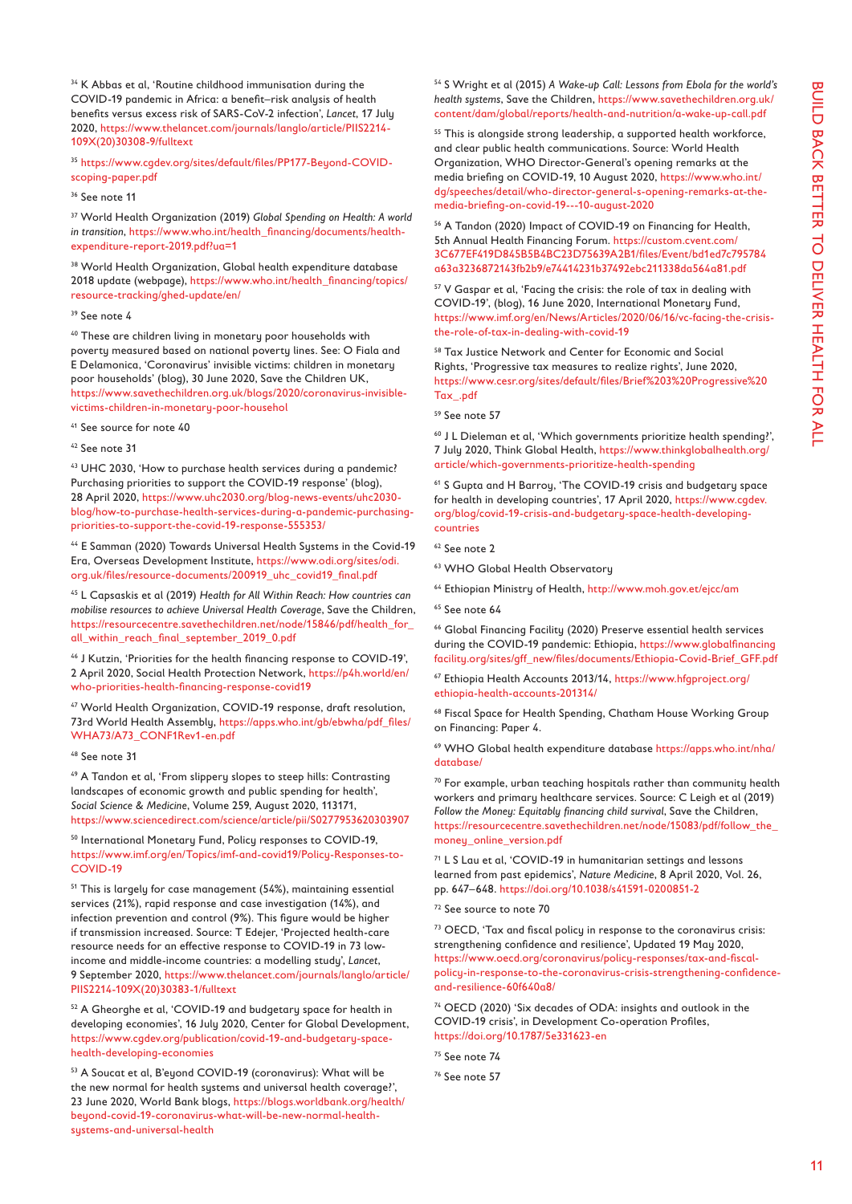[34] K Abbas et al, 'Routine childhood immunisation during the COVID-19 pandemic in Africa: a benefit–risk analysis of health benefits versus excess risk of SARS-CoV-2 infection', *Lancet*, 17 July 2020, https://www.thelancet.com/journals/langlo/article/PIIS2214-109X(20)30308-9/fulltext

[35] https://www.cgdev.org/sites/default/files/PP177-Beyond-COVID-scoping-paper.pdf

[36] See note 11

[37] World Health Organization (2019) *Global Spending on Health: A world in transition*, https://www.who.int/health_financing/documents/health-expenditure-report-2019.pdf?ua=1

[38] World Health Organization, Global health expenditure database 2018 update (webpage), https://www.who.int/health_financing/topics/resource-tracking/ghed-update/en/

[39] See note 4

[40] These are children living in monetary poor households with poverty measured based on national poverty lines. See: O Fiala and E Delamonica, 'Coronavirus' invisible victims: children in monetary poor households' (blog), 30 June 2020, Save the Children UK, https://www.savethechildren.org.uk/blogs/2020/coronavirus-invisible-victims-children-in-monetary-poor-househol

[41] See source for note 40

[42] See note 31

[43] UHC 2030, 'How to purchase health services during a pandemic? Purchasing priorities to support the COVID-19 response' (blog), 28 April 2020, https://www.uhc2030.org/blog-news-events/uhc2030-blog/how-to-purchase-health-services-during-a-pandemic-purchasing-priorities-to-support-the-covid-19-response-555353/

[44] E Samman (2020) Towards Universal Health Systems in the Covid-19 Era, Overseas Development Institute, https://www.odi.org/sites/odi.org.uk/files/resource-documents/200919_uhc_covid19_final.pdf

[45] L Capsaskis et al (2019) *Health for All Within Reach: How countries can mobilise resources to achieve Universal Health Coverage*, Save the Children, https://resourcecentre.savethechildren.net/node/15846/pdf/health_for_all_within_reach_final_september_2019_0.pdf

[46] J Kutzin, 'Priorities for the health financing response to COVID-19', 2 April 2020, Social Health Protection Network, https://p4h.world/en/who-priorities-health-financing-response-covid19

[47] World Health Organization, COVID-19 response, draft resolution, 73rd World Health Assembly, https://apps.who.int/gb/ebwha/pdf_files/WHA73/A73_CONF1Rev1-en.pdf

[48] See note 31

[49] A Tandon et al, 'From slippery slopes to steep hills: Contrasting landscapes of economic growth and public spending for health', *Social Science & Medicine*, Volume 259, August 2020, 113171, https://www.sciencedirect.com/science/article/pii/S0277953620303907

[50] International Monetary Fund, Policy responses to COVID-19, https://www.imf.org/en/Topics/imf-and-covid19/Policy-Responses-to-COVID-19

[51] This is largely for case management (54%), maintaining essential services (21%), rapid response and case investigation (14%), and infection prevention and control (9%). This figure would be higher if transmission increased. Source: T Edejer, 'Projected health-care resource needs for an effective response to COVID-19 in 73 low-income and middle-income countries: a modelling study', *Lancet*, 9 September 2020, https://www.thelancet.com/journals/langlo/article/PIIS2214-109X(20)30383-1/fulltext

[52] A Gheorghe et al, 'COVID-19 and budgetary space for health in developing economies', 16 July 2020, Center for Global Development, https://www.cgdev.org/publication/covid-19-and-budgetary-space-health-developing-economies

[53] A Soucat et al, B'eyond COVID-19 (coronavirus): What will be the new normal for health systems and universal health coverage?', 23 June 2020, World Bank blogs, https://blogs.worldbank.org/health/beyond-covid-19-coronavirus-what-will-be-new-normal-health-systems-and-universal-health

[54] S Wright et al (2015) *A Wake-up Call: Lessons from Ebola for the world's health systems*, Save the Children, https://www.savethechildren.org.uk/content/dam/global/reports/health-and-nutrition/a-wake-up-call.pdf

[55] This is alongside strong leadership, a supported health workforce, and clear public health communications. Source: World Health Organization, WHO Director-General's opening remarks at the media briefing on COVID-19, 10 August 2020, https://www.who.int/dg/speeches/detail/who-director-general-s-opening-remarks-at-the-media-briefing-on-covid-19---10-august-2020

[56] A Tandon (2020) Impact of COVID-19 on Financing for Health, 5th Annual Health Financing Forum. https://custom.cvent.com/3C677EF419D845B5B4BC23D75639A2B1/files/Event/bd1ed7c795784a63a3236872143fb2b9/e74414231b37492ebc211338da564a81.pdf

[57] V Gaspar et al, 'Facing the crisis: the role of tax in dealing with COVID-19', (blog), 16 June 2020, International Monetary Fund, https://www.imf.org/en/News/Articles/2020/06/16/vc-facing-the-crisis-the-role-of-tax-in-dealing-with-covid-19

[58] Tax Justice Network and Center for Economic and Social Rights, 'Progressive tax measures to realize rights', June 2020, https://www.cesr.org/sites/default/files/Brief%203%20Progressive%20Tax_.pdf

[59] See note 57

[60] J L Dieleman et al, 'Which governments prioritize health spending?', 7 July 2020, Think Global Health, https://www.thinkglobalhealth.org/article/which-governments-prioritize-health-spending

[61] S Gupta and H Barroy, 'The COVID-19 crisis and budgetary space for health in developing countries', 17 April 2020, https://www.cgdev.org/blog/covid-19-crisis-and-budgetary-space-health-developing-countries

[62] See note 2

[63] WHO Global Health Observatory

[64] Ethiopian Ministry of Health, http://www.moh.gov.et/ejcc/am

[65] See note 64

[66] Global Financing Facility (2020) Preserve essential health services during the COVID-19 pandemic: Ethiopia, https://www.globalfinancingfacility.org/sites/gff_new/files/documents/Ethiopia-Covid-Brief_GFF.pdf

[67] Ethiopia Health Accounts 2013/14, https://www.hfgproject.org/ethiopia-health-accounts-201314/

[68] Fiscal Space for Health Spending, Chatham House Working Group on Financing: Paper 4.

[69] WHO Global health expenditure database https://apps.who.int/nha/database/

[70] For example, urban teaching hospitals rather than community health workers and primary healthcare services. Source: C Leigh et al (2019) *Follow the Money: Equitably financing child survival*, Save the Children, https://resourcecentre.savethechildren.net/node/15083/pdf/follow_the_money_online_version.pdf

[71] L S Lau et al, 'COVID-19 in humanitarian settings and lessons learned from past epidemics', *Nature Medicine*, 8 April 2020, Vol. 26, pp. 647–648. https://doi.org/10.1038/s41591-0200851-2

[72] See source to note 70

[73] OECD, 'Tax and fiscal policy in response to the coronavirus crisis: strengthening confidence and resilience', Updated 19 May 2020, https://www.oecd.org/coronavirus/policy-responses/tax-and-fiscal-policy-in-response-to-the-coronavirus-crisis-strengthening-confidence-and-resilience-60f640a8/

[74] OECD (2020) 'Six decades of ODA: insights and outlook in the COVID-19 crisis', in Development Co-operation Profiles, https://doi.org/10.1787/5e331623-en

[75] See note 74

[76] See note 57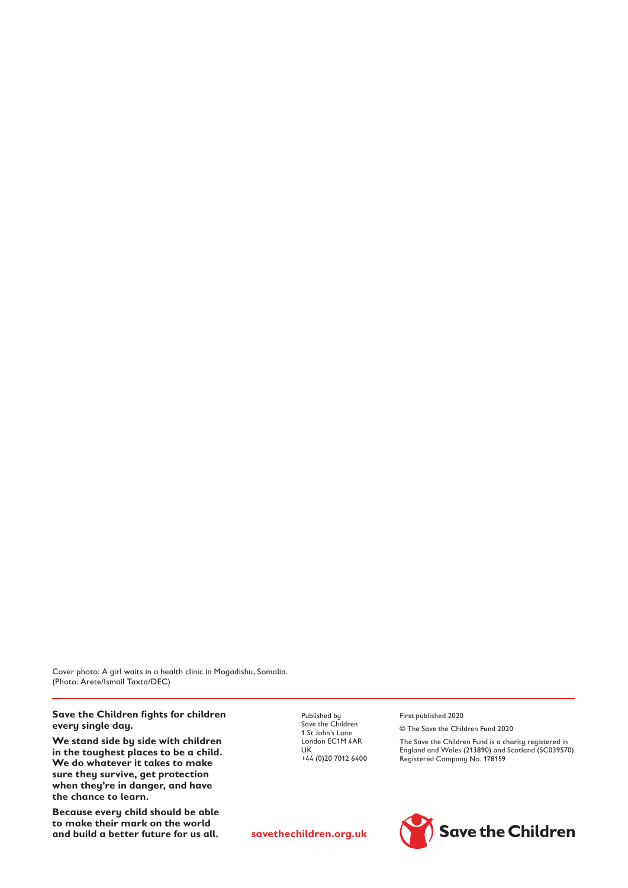Cover photo: A girl waits in a health clinic in Mogadishu, Somalia.
(Photo: Arete/Ismail Taxta/DEC)

**Save the Children fights for children every single day.**

**We stand side by side with children in the toughest places to be a child. We do whatever it takes to make sure they survive, get protection when they're in danger, and have the chance to learn.**

**Because every child should be able to make their mark on the world and build a better future for us all.**

Published by
Save the Children
1 St John's Lane
London EC1M 4AR
UK
+44 (0)20 7012 6400

**savethechildren.org.uk**

First published 2020

© The Save the Children Fund 2020

The Save the Children Fund is a charity registered in England and Wales (213890) and Scotland (SC039570). Registered Company No. 178159

Save the Children